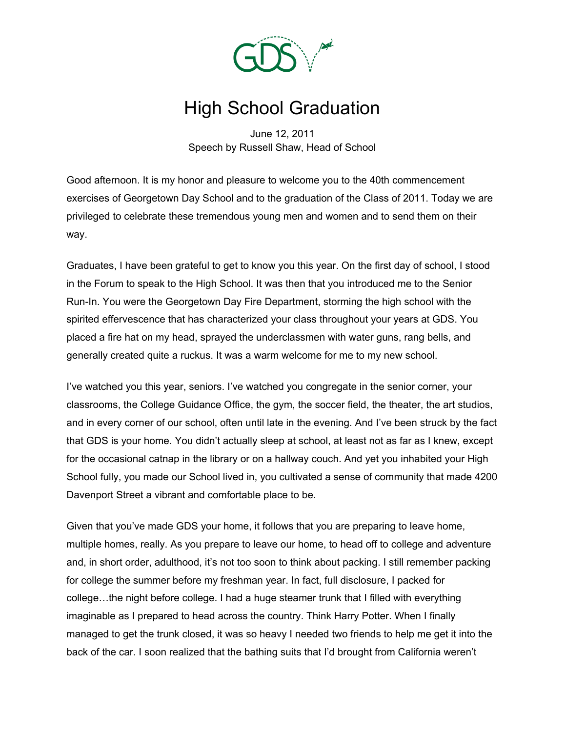# High School Graduation

June 12, 2011
Speech by Russell Shaw, Head of School

Good afternoon. It is my honor and pleasure to welcome you to the 40th commencement exercises of Georgetown Day School and to the graduation of the Class of 2011. Today we are privileged to celebrate these tremendous young men and women and to send them on their way.

Graduates, I have been grateful to get to know you this year. On the first day of school, I stood in the Forum to speak to the High School. It was then that you introduced me to the Senior Run-In. You were the Georgetown Day Fire Department, storming the high school with the spirited effervescence that has characterized your class throughout your years at GDS. You placed a fire hat on my head, sprayed the underclassmen with water guns, rang bells, and generally created quite a ruckus. It was a warm welcome for me to my new school.

I've watched you this year, seniors. I've watched you congregate in the senior corner, your classrooms, the College Guidance Office, the gym, the soccer field, the theater, the art studios, and in every corner of our school, often until late in the evening. And I've been struck by the fact that GDS is your home. You didn't actually sleep at school, at least not as far as I knew, except for the occasional catnap in the library or on a hallway couch. And yet you inhabited your High School fully, you made our School lived in, you cultivated a sense of community that made 4200 Davenport Street a vibrant and comfortable place to be.

Given that you've made GDS your home, it follows that you are preparing to leave home, multiple homes, really. As you prepare to leave our home, to head off to college and adventure and, in short order, adulthood, it's not too soon to think about packing. I still remember packing for college the summer before my freshman year. In fact, full disclosure, I packed for college…the night before college. I had a huge steamer trunk that I filled with everything imaginable as I prepared to head across the country. Think Harry Potter. When I finally managed to get the trunk closed, it was so heavy I needed two friends to help me get it into the back of the car. I soon realized that the bathing suits that I'd brought from California weren't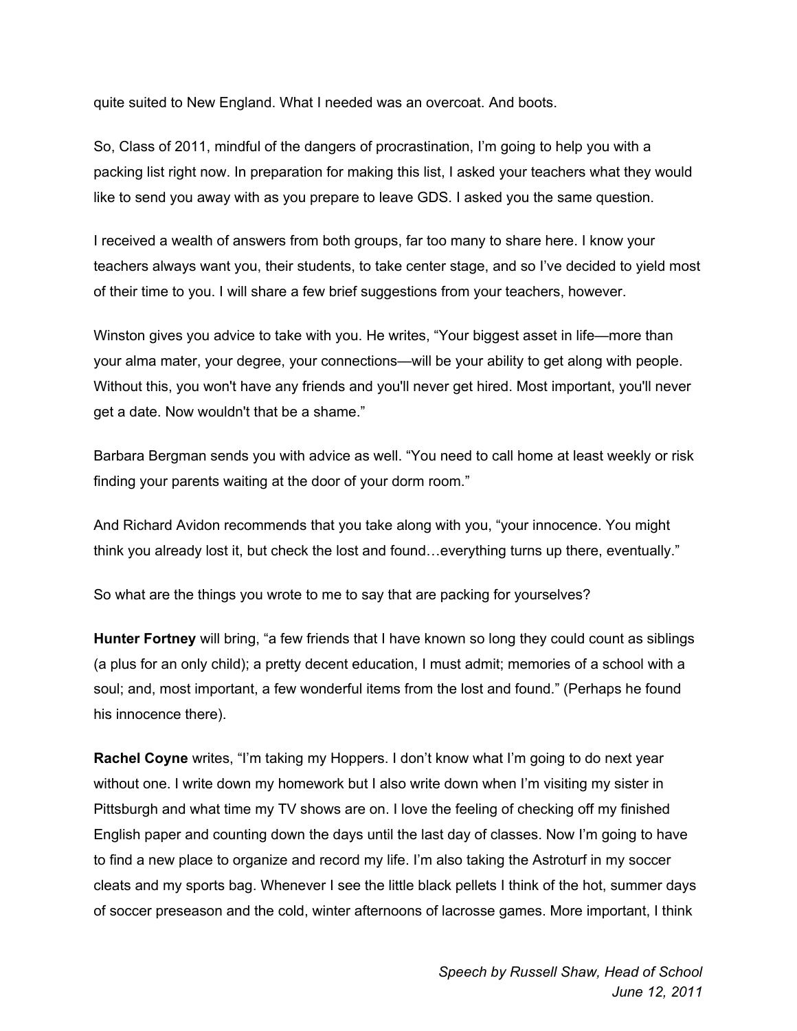quite suited to New England. What I needed was an overcoat. And boots.

So, Class of 2011, mindful of the dangers of procrastination, I'm going to help you with a packing list right now. In preparation for making this list, I asked your teachers what they would like to send you away with as you prepare to leave GDS. I asked you the same question.

I received a wealth of answers from both groups, far too many to share here. I know your teachers always want you, their students, to take center stage, and so I've decided to yield most of their time to you. I will share a few brief suggestions from your teachers, however.

Winston gives you advice to take with you. He writes, "Your biggest asset in life—more than your alma mater, your degree, your connections—will be your ability to get along with people. Without this, you won't have any friends and you'll never get hired. Most important, you'll never get a date. Now wouldn't that be a shame."

Barbara Bergman sends you with advice as well. "You need to call home at least weekly or risk finding your parents waiting at the door of your dorm room."

And Richard Avidon recommends that you take along with you, "your innocence. You might think you already lost it, but check the lost and found…everything turns up there, eventually."

So what are the things you wrote to me to say that are packing for yourselves?

**Hunter Fortney** will bring, "a few friends that I have known so long they could count as siblings (a plus for an only child); a pretty decent education, I must admit; memories of a school with a soul; and, most important, a few wonderful items from the lost and found." (Perhaps he found his innocence there).

**Rachel Coyne** writes, "I'm taking my Hoppers. I don't know what I'm going to do next year without one. I write down my homework but I also write down when I'm visiting my sister in Pittsburgh and what time my TV shows are on. I love the feeling of checking off my finished English paper and counting down the days until the last day of classes. Now I'm going to have to find a new place to organize and record my life. I'm also taking the Astroturf in my soccer cleats and my sports bag. Whenever I see the little black pellets I think of the hot, summer days of soccer preseason and the cold, winter afternoons of lacrosse games. More important, I think

*Speech by Russell Shaw, Head of School*
*June 12, 2011*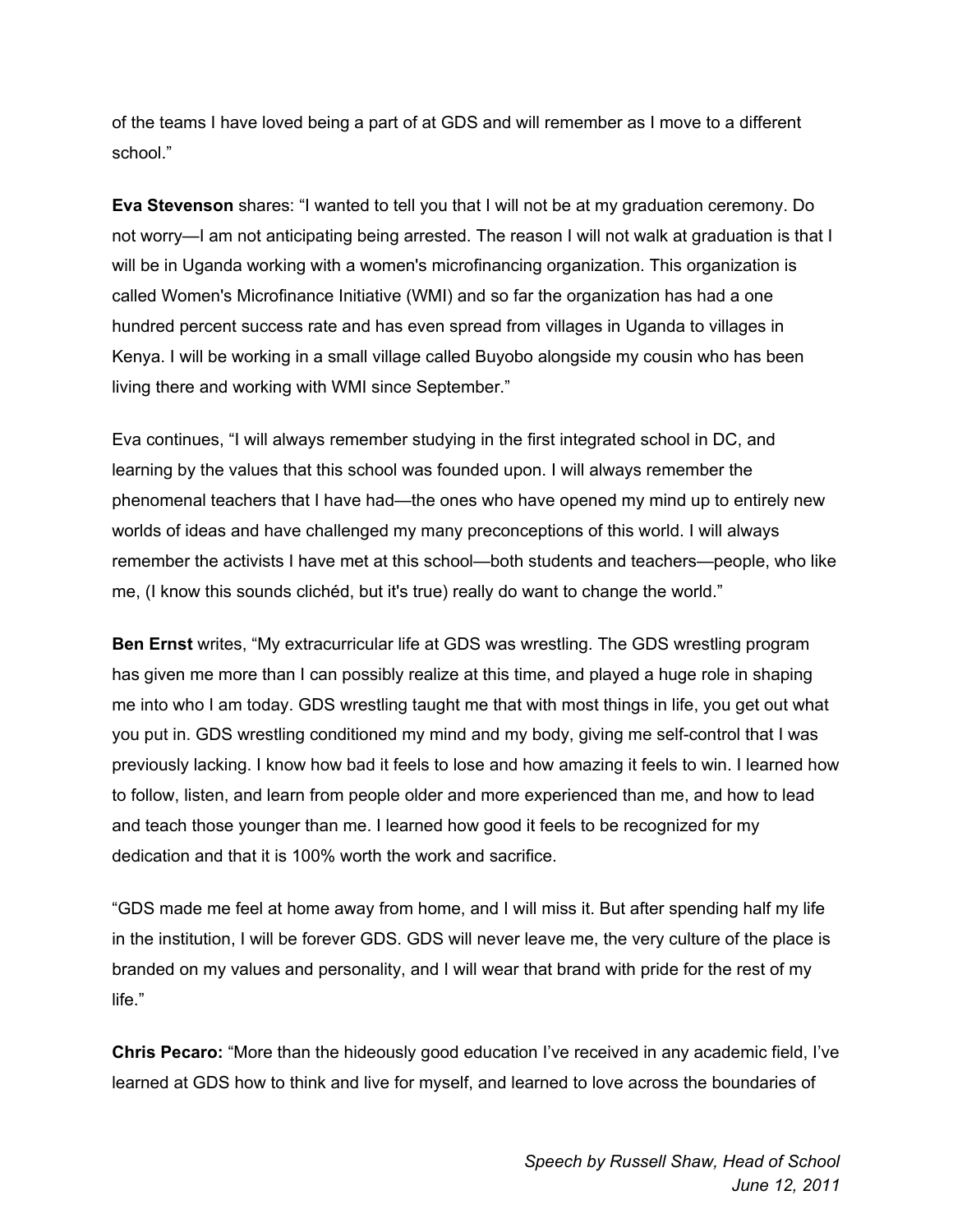of the teams I have loved being a part of at GDS and will remember as I move to a different school."

**Eva Stevenson** shares: "I wanted to tell you that I will not be at my graduation ceremony. Do not worry—I am not anticipating being arrested. The reason I will not walk at graduation is that I will be in Uganda working with a women's microfinancing organization. This organization is called Women's Microfinance Initiative (WMI) and so far the organization has had a one hundred percent success rate and has even spread from villages in Uganda to villages in Kenya. I will be working in a small village called Buyobo alongside my cousin who has been living there and working with WMI since September."

Eva continues, "I will always remember studying in the first integrated school in DC, and learning by the values that this school was founded upon. I will always remember the phenomenal teachers that I have had—the ones who have opened my mind up to entirely new worlds of ideas and have challenged my many preconceptions of this world. I will always remember the activists I have met at this school—both students and teachers—people, who like me, (I know this sounds clichéd, but it's true) really do want to change the world."

**Ben Ernst** writes, "My extracurricular life at GDS was wrestling. The GDS wrestling program has given me more than I can possibly realize at this time, and played a huge role in shaping me into who I am today. GDS wrestling taught me that with most things in life, you get out what you put in. GDS wrestling conditioned my mind and my body, giving me self-control that I was previously lacking. I know how bad it feels to lose and how amazing it feels to win. I learned how to follow, listen, and learn from people older and more experienced than me, and how to lead and teach those younger than me. I learned how good it feels to be recognized for my dedication and that it is 100% worth the work and sacrifice.

"GDS made me feel at home away from home, and I will miss it. But after spending half my life in the institution, I will be forever GDS. GDS will never leave me, the very culture of the place is branded on my values and personality, and I will wear that brand with pride for the rest of my life."

**Chris Pecaro:** "More than the hideously good education I've received in any academic field, I've learned at GDS how to think and live for myself, and learned to love across the boundaries of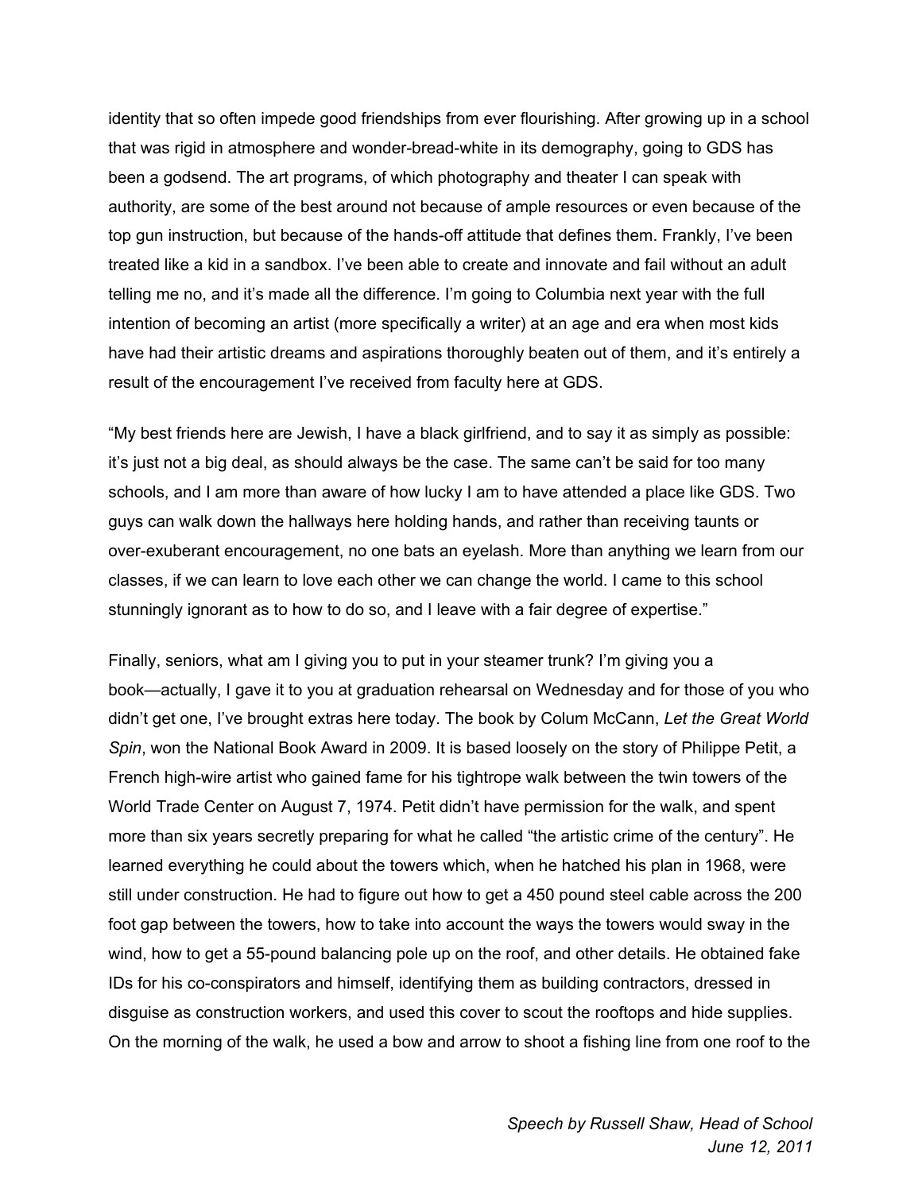identity that so often impede good friendships from ever flourishing. After growing up in a school that was rigid in atmosphere and wonder-bread-white in its demography, going to GDS has been a godsend. The art programs, of which photography and theater I can speak with authority, are some of the best around not because of ample resources or even because of the top gun instruction, but because of the hands-off attitude that defines them. Frankly, I've been treated like a kid in a sandbox. I've been able to create and innovate and fail without an adult telling me no, and it's made all the difference. I'm going to Columbia next year with the full intention of becoming an artist (more specifically a writer) at an age and era when most kids have had their artistic dreams and aspirations thoroughly beaten out of them, and it's entirely a result of the encouragement I've received from faculty here at GDS.

"My best friends here are Jewish, I have a black girlfriend, and to say it as simply as possible: it's just not a big deal, as should always be the case. The same can't be said for too many schools, and I am more than aware of how lucky I am to have attended a place like GDS. Two guys can walk down the hallways here holding hands, and rather than receiving taunts or over-exuberant encouragement, no one bats an eyelash. More than anything we learn from our classes, if we can learn to love each other we can change the world. I came to this school stunningly ignorant as to how to do so, and I leave with a fair degree of expertise."

Finally, seniors, what am I giving you to put in your steamer trunk? I'm giving you a book—actually, I gave it to you at graduation rehearsal on Wednesday and for those of you who didn't get one, I've brought extras here today. The book by Colum McCann, *Let the Great World Spin*, won the National Book Award in 2009. It is based loosely on the story of Philippe Petit, a French high-wire artist who gained fame for his tightrope walk between the twin towers of the World Trade Center on August 7, 1974. Petit didn't have permission for the walk, and spent more than six years secretly preparing for what he called "the artistic crime of the century". He learned everything he could about the towers which, when he hatched his plan in 1968, were still under construction. He had to figure out how to get a 450 pound steel cable across the 200 foot gap between the towers, how to take into account the ways the towers would sway in the wind, how to get a 55-pound balancing pole up on the roof, and other details. He obtained fake IDs for his co-conspirators and himself, identifying them as building contractors, dressed in disguise as construction workers, and used this cover to scout the rooftops and hide supplies. On the morning of the walk, he used a bow and arrow to shoot a fishing line from one roof to the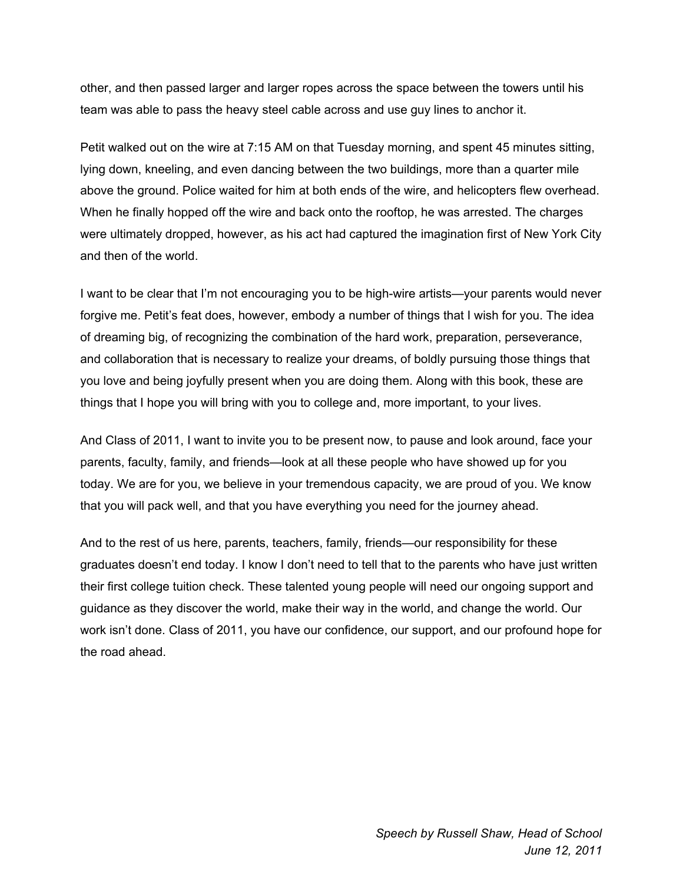other, and then passed larger and larger ropes across the space between the towers until his team was able to pass the heavy steel cable across and use guy lines to anchor it.

Petit walked out on the wire at 7:15 AM on that Tuesday morning, and spent 45 minutes sitting, lying down, kneeling, and even dancing between the two buildings, more than a quarter mile above the ground. Police waited for him at both ends of the wire, and helicopters flew overhead. When he finally hopped off the wire and back onto the rooftop, he was arrested. The charges were ultimately dropped, however, as his act had captured the imagination first of New York City and then of the world.

I want to be clear that I'm not encouraging you to be high-wire artists—your parents would never forgive me. Petit's feat does, however, embody a number of things that I wish for you. The idea of dreaming big, of recognizing the combination of the hard work, preparation, perseverance, and collaboration that is necessary to realize your dreams, of boldly pursuing those things that you love and being joyfully present when you are doing them. Along with this book, these are things that I hope you will bring with you to college and, more important, to your lives.

And Class of 2011, I want to invite you to be present now, to pause and look around, face your parents, faculty, family, and friends—look at all these people who have showed up for you today. We are for you, we believe in your tremendous capacity, we are proud of you. We know that you will pack well, and that you have everything you need for the journey ahead.

And to the rest of us here, parents, teachers, family, friends—our responsibility for these graduates doesn't end today. I know I don't need to tell that to the parents who have just written their first college tuition check. These talented young people will need our ongoing support and guidance as they discover the world, make their way in the world, and change the world. Our work isn't done. Class of 2011, you have our confidence, our support, and our profound hope for the road ahead.

*Speech by Russell Shaw, Head of School*
*June 12, 2011*